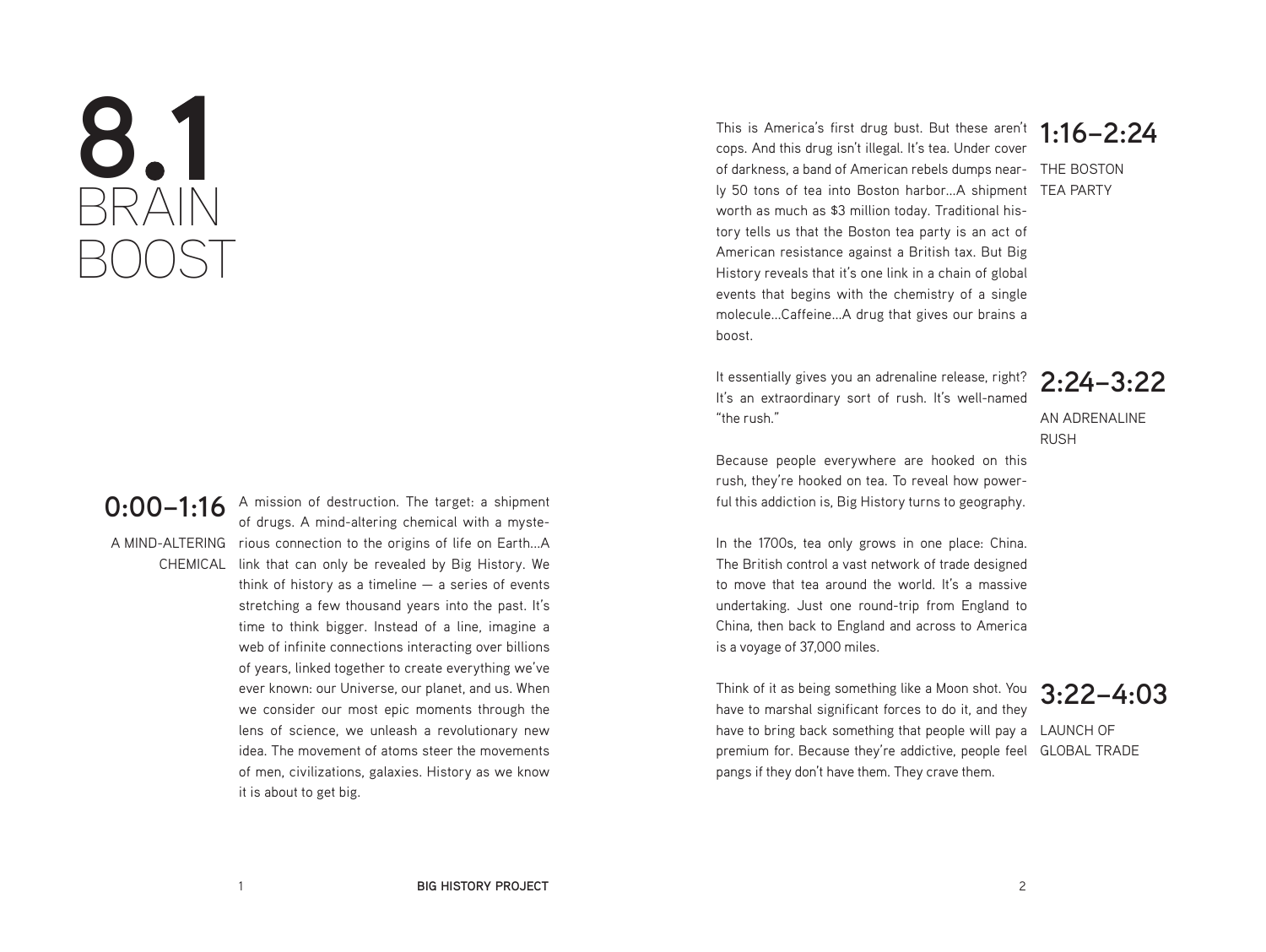# 8.1 BRAIN BOOST

## 0:00–1:16

A MIND-ALTERING CHEMICAL

A mission of destruction. The target: a shipment of drugs. A mind-altering chemical with a mysterious connection to the origins of life on Earth…A link that can only be revealed by Big History. We think of history as a timeline — a series of events stretching a few thousand years into the past. It's time to think bigger. Instead of a line, imagine a web of infinite connections interacting over billions of years, linked together to create everything we've ever known: our Universe, our planet, and us. When we consider our most epic moments through the lens of science, we unleash a revolutionary new idea. The movement of atoms steer the movements of men, civilizations, galaxies. History as we know it is about to get big.

## 1:16–2:24

THE BOSTON TEA PARTY

This is America's first drug bust. But these aren't cops. And this drug isn't illegal. It's tea. Under cover of darkness, a band of American rebels dumps nearly 50 tons of tea into Boston harbor…A shipment worth as much as $3 million today. Traditional history tells us that the Boston tea party is an act of American resistance against a British tax. But Big History reveals that it's one link in a chain of global events that begins with the chemistry of a single molecule…Caffeine…A drug that gives our brains a boost.

## 2:24–3:22

AN ADRENALINE RUSH

It essentially gives you an adrenaline release, right? It's an extraordinary sort of rush. It's well-named "the rush."

Because people everywhere are hooked on this rush, they're hooked on tea. To reveal how powerful this addiction is, Big History turns to geography.

In the 1700s, tea only grows in one place: China. The British control a vast network of trade designed to move that tea around the world. It's a massive undertaking. Just one round-trip from England to China, then back to England and across to America is a voyage of 37,000 miles.

## 3:22–4:03

LAUNCH OF GLOBAL TRADE

Think of it as being something like a Moon shot. You have to marshal significant forces to do it, and they have to bring back something that people will pay a premium for. Because they're addictive, people feel pangs if they don't have them. They crave them.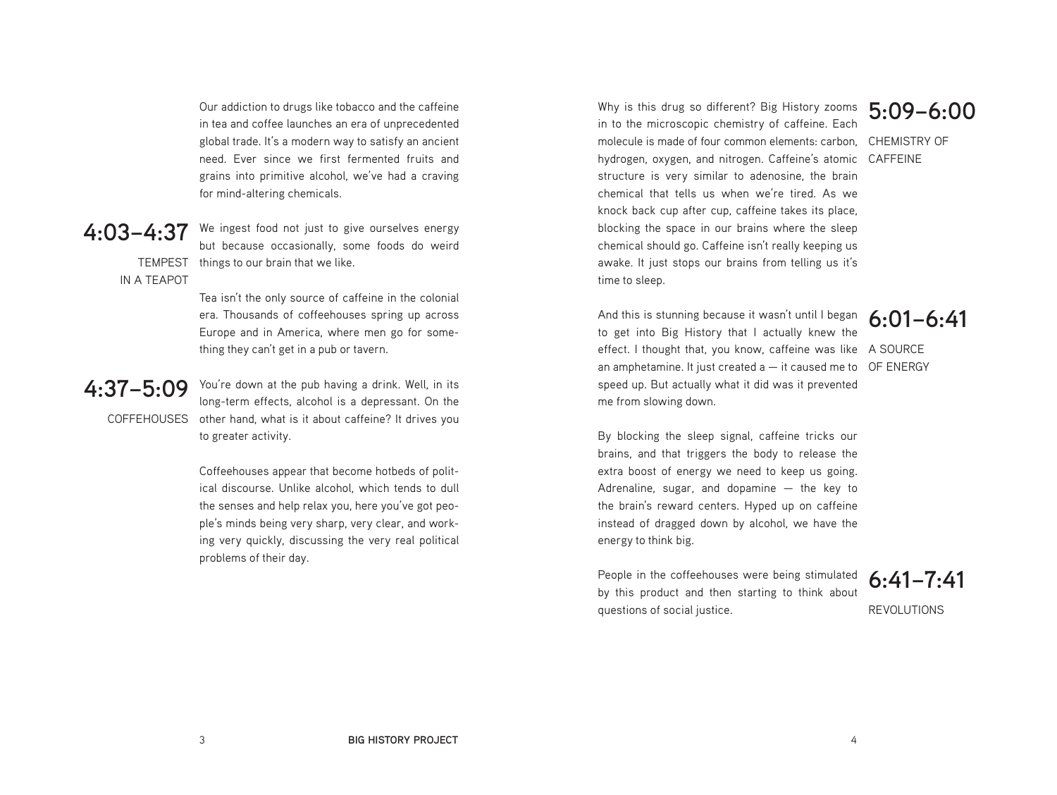Our addiction to drugs like tobacco and the caffeine in tea and coffee launches an era of unprecedented global trade. It's a modern way to satisfy an ancient need. Ever since we first fermented fruits and grains into primitive alcohol, we've had a craving for mind-altering chemicals.

## 4:03–4:37

TEMPEST IN A TEAPOT

We ingest food not just to give ourselves energy but because occasionally, some foods do weird things to our brain that we like.

Tea isn't the only source of caffeine in the colonial era. Thousands of coffeehouses spring up across Europe and in America, where men go for something they can't get in a pub or tavern.

## 4:37–5:09

COFFEEHOUSES

You're down at the pub having a drink. Well, in its long-term effects, alcohol is a depressant. On the other hand, what is it about caffeine? It drives you to greater activity.

Coffeehouses appear that become hotbeds of political discourse. Unlike alcohol, which tends to dull the senses and help relax you, here you've got people's minds being very sharp, very clear, and working very quickly, discussing the very real political problems of their day.

## 5:09–6:00

CHEMISTRY OF CAFFEINE

Why is this drug so different? Big History zooms in to the microscopic chemistry of caffeine. Each molecule is made of four common elements: carbon, hydrogen, oxygen, and nitrogen. Caffeine's atomic structure is very similar to adenosine, the brain chemical that tells us when we're tired. As we knock back cup after cup, caffeine takes its place, blocking the space in our brains where the sleep chemical should go. Caffeine isn't really keeping us awake. It just stops our brains from telling us it's time to sleep.

## 6:01–6:41

A SOURCE OF ENERGY

And this is stunning because it wasn't until I began to get into Big History that I actually knew the effect. I thought that, you know, caffeine was like an amphetamine. It just created a — it caused me to speed up. But actually what it did was it prevented me from slowing down.

By blocking the sleep signal, caffeine tricks our brains, and that triggers the body to release the extra boost of energy we need to keep us going. Adrenaline, sugar, and dopamine — the key to the brain's reward centers. Hyped up on caffeine instead of dragged down by alcohol, we have the energy to think big.

## 6:41–7:41

REVOLUTIONS

People in the coffeehouses were being stimulated by this product and then starting to think about questions of social justice.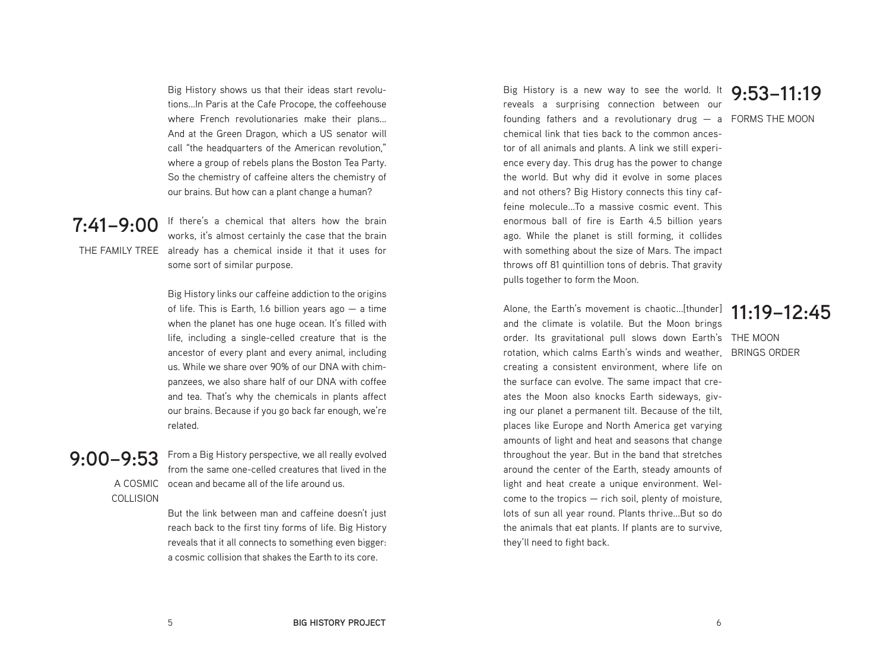Big History shows us that their ideas start revolutions...In Paris at the Cafe Procope, the coffeehouse where French revolutionaries make their plans... And at the Green Dragon, which a US senator will call "the headquarters of the American revolution," where a group of rebels plans the Boston Tea Party. So the chemistry of caffeine alters the chemistry of our brains. But how can a plant change a human?

## 7:41–9:00

THE FAMILY TREE

If there's a chemical that alters how the brain works, it's almost certainly the case that the brain already has a chemical inside it that it uses for some sort of similar purpose.

Big History links our caffeine addiction to the origins of life. This is Earth, 1.6 billion years ago — a time when the planet has one huge ocean. It's filled with life, including a single-celled creature that is the ancestor of every plant and every animal, including us. While we share over 90% of our DNA with chimpanzees, we also share half of our DNA with coffee and tea. That's why the chemicals in plants affect our brains. Because if you go back far enough, we're related.

## 9:00–9:53

A COSMIC COLLISION

From a Big History perspective, we all really evolved from the same one-celled creatures that lived in the ocean and became all of the life around us.

But the link between man and caffeine doesn't just reach back to the first tiny forms of life. Big History reveals that it all connects to something even bigger: a cosmic collision that shakes the Earth to its core.

## 9:53–11:19

FORMS THE MOON

Big History is a new way to see the world. It reveals a surprising connection between our founding fathers and a revolutionary drug — a chemical link that ties back to the common ancestor of all animals and plants. A link we still experience every day. This drug has the power to change the world. But why did it evolve in some places and not others? Big History connects this tiny caffeine molecule...To a massive cosmic event. This enormous ball of fire is Earth 4.5 billion years ago. While the planet is still forming, it collides with something about the size of Mars. The impact throws off 81 quintillion tons of debris. That gravity pulls together to form the Moon.

## 11:19–12:45

THE MOON BRINGS ORDER

Alone, the Earth's movement is chaotic...[thunder] and the climate is volatile. But the Moon brings order. Its gravitational pull slows down Earth's rotation, which calms Earth's winds and weather, creating a consistent environment, where life on the surface can evolve. The same impact that creates the Moon also knocks Earth sideways, giving our planet a permanent tilt. Because of the tilt, places like Europe and North America get varying amounts of light and heat and seasons that change throughout the year. But in the band that stretches around the center of the Earth, steady amounts of light and heat create a unique environment. Welcome to the tropics — rich soil, plenty of moisture, lots of sun all year round. Plants thrive...But so do the animals that eat plants. If plants are to survive, they'll need to fight back.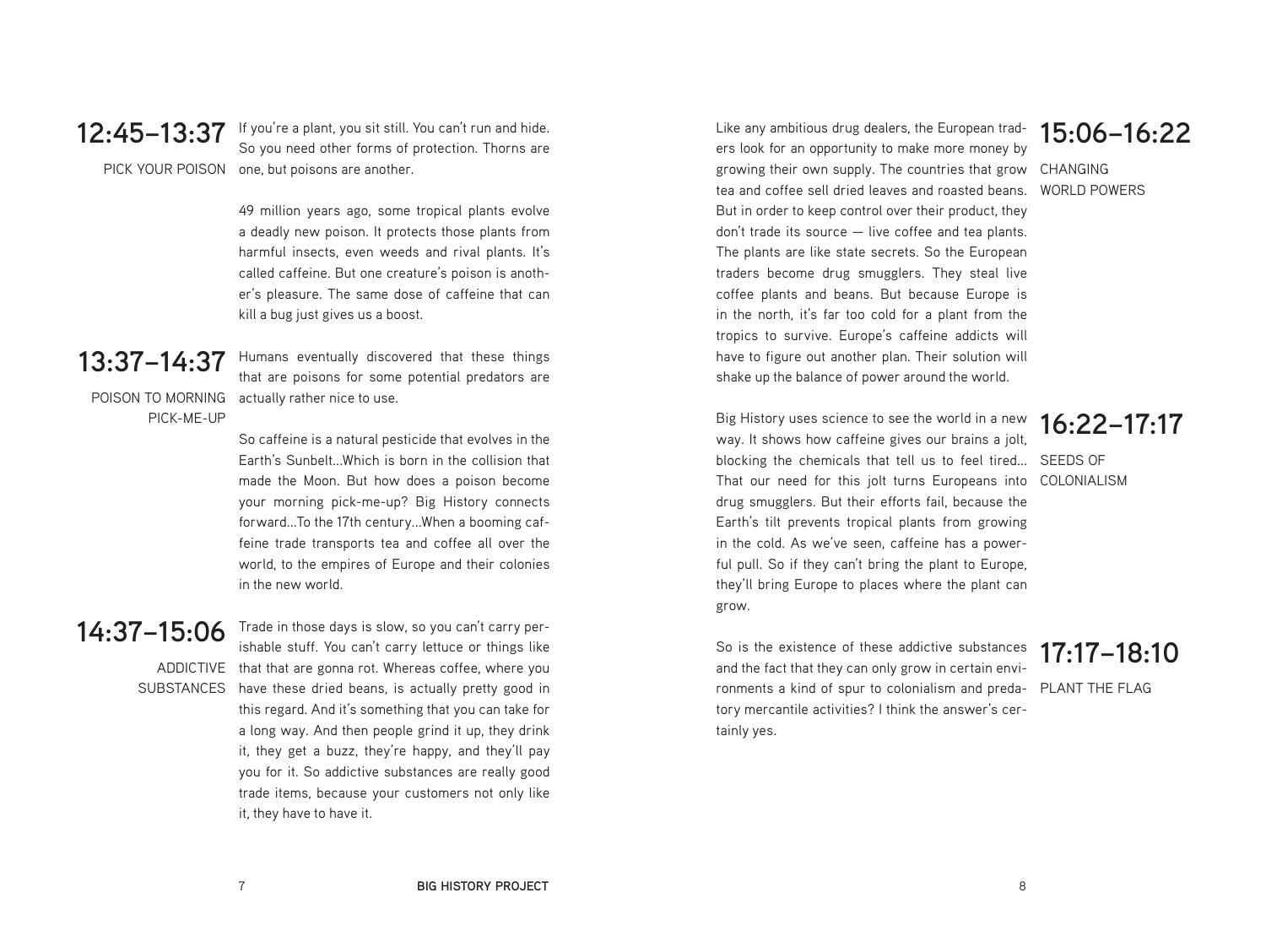## 12:45–13:37

PICK YOUR POISON

If you're a plant, you sit still. You can't run and hide. So you need other forms of protection. Thorns are one, but poisons are another.

49 million years ago, some tropical plants evolve a deadly new poison. It protects those plants from harmful insects, even weeds and rival plants. It's called caffeine. But one creature's poison is another's pleasure. The same dose of caffeine that can kill a bug just gives us a boost.

## 13:37–14:37

POISON TO MORNING PICK-ME-UP

Humans eventually discovered that these things that are poisons for some potential predators are actually rather nice to use.

So caffeine is a natural pesticide that evolves in the Earth's Sunbelt...Which is born in the collision that made the Moon. But how does a poison become your morning pick-me-up? Big History connects forward...To the 17th century...When a booming caffeine trade transports tea and coffee all over the world, to the empires of Europe and their colonies in the new world.

## 14:37–15:06

ADDICTIVE SUBSTANCES

Trade in those days is slow, so you can't carry perishable stuff. You can't carry lettuce or things like that that are gonna rot. Whereas coffee, where you have these dried beans, is actually pretty good in this regard. And it's something that you can take for a long way. And then people grind it up, they drink it, they get a buzz, they're happy, and they'll pay you for it. So addictive substances are really good trade items, because your customers not only like it, they have to have it.

## 15:06–16:22

CHANGING WORLD POWERS

Like any ambitious drug dealers, the European traders look for an opportunity to make more money by growing their own supply. The countries that grow tea and coffee sell dried leaves and roasted beans. But in order to keep control over their product, they don't trade its source — live coffee and tea plants. The plants are like state secrets. So the European traders become drug smugglers. They steal live coffee plants and beans. But because Europe is in the north, it's far too cold for a plant from the tropics to survive. Europe's caffeine addicts will have to figure out another plan. Their solution will shake up the balance of power around the world.

## 16:22–17:17

SEEDS OF COLONIALISM

Big History uses science to see the world in a new way. It shows how caffeine gives our brains a jolt, blocking the chemicals that tell us to feel tired... That our need for this jolt turns Europeans into drug smugglers. But their efforts fail, because the Earth's tilt prevents tropical plants from growing in the cold. As we've seen, caffeine has a powerful pull. So if they can't bring the plant to Europe, they'll bring Europe to places where the plant can grow.

## 17:17–18:10

PLANT THE FLAG

So is the existence of these addictive substances and the fact that they can only grow in certain environments a kind of spur to colonialism and predatory mercantile activities? I think the answer's certainly yes.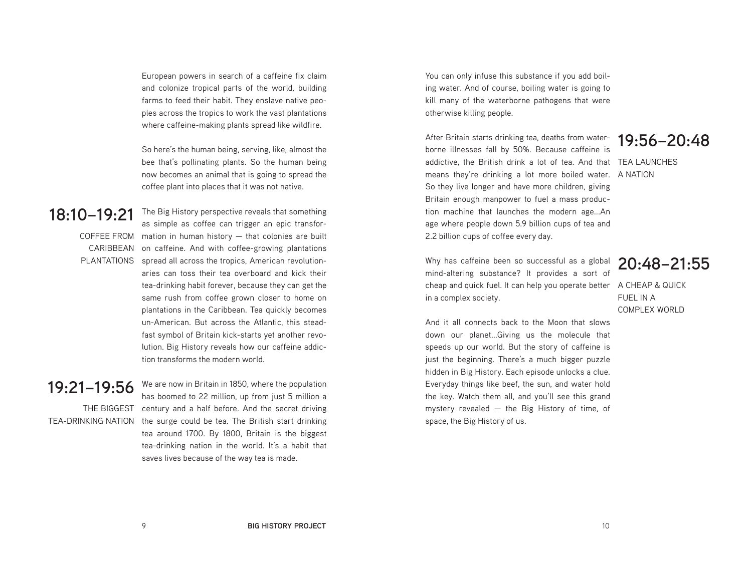European powers in search of a caffeine fix claim and colonize tropical parts of the world, building farms to feed their habit. They enslave native peoples across the tropics to work the vast plantations where caffeine-making plants spread like wildfire.

So here's the human being, serving, like, almost the bee that's pollinating plants. So the human being now becomes an animal that is going to spread the coffee plant into places that it was not native.

## 18:10–19:21

COFFEE FROM CARIBBEAN PLANTATIONS

The Big History perspective reveals that something as simple as coffee can trigger an epic transformation in human history — that colonies are built on caffeine. And with coffee-growing plantations spread all across the tropics, American revolutionaries can toss their tea overboard and kick their tea-drinking habit forever, because they can get the same rush from coffee grown closer to home on plantations in the Caribbean. Tea quickly becomes un-American. But across the Atlantic, this steadfast symbol of Britain kick-starts yet another revolution. Big History reveals how our caffeine addiction transforms the modern world.

## 19:21–19:56

THE BIGGEST TEA-DRINKING NATION

We are now in Britain in 1850, where the population has boomed to 22 million, up from just 5 million a century and a half before. And the secret driving the surge could be tea. The British start drinking tea around 1700. By 1800, Britain is the biggest tea-drinking nation in the world. It's a habit that saves lives because of the way tea is made.

You can only infuse this substance if you add boiling water. And of course, boiling water is going to kill many of the waterborne pathogens that were otherwise killing people.

## 19:56–20:48

TEA LAUNCHES A NATION

After Britain starts drinking tea, deaths from waterborne illnesses fall by 50%. Because caffeine is addictive, the British drink a lot of tea. And that means they're drinking a lot more boiled water. So they live longer and have more children, giving Britain enough manpower to fuel a mass production machine that launches the modern age...An age where people down 5.9 billion cups of tea and 2.2 billion cups of coffee every day.

## 20:48–21:55

A CHEAP & QUICK FUEL IN A COMPLEX WORLD

Why has caffeine been so successful as a global mind-altering substance? It provides a sort of cheap and quick fuel. It can help you operate better in a complex society.

And it all connects back to the Moon that slows down our planet...Giving us the molecule that speeds up our world. But the story of caffeine is just the beginning. There's a much bigger puzzle hidden in Big History. Each episode unlocks a clue. Everyday things like beef, the sun, and water hold the key. Watch them all, and you'll see this grand mystery revealed — the Big History of time, of space, the Big History of us.